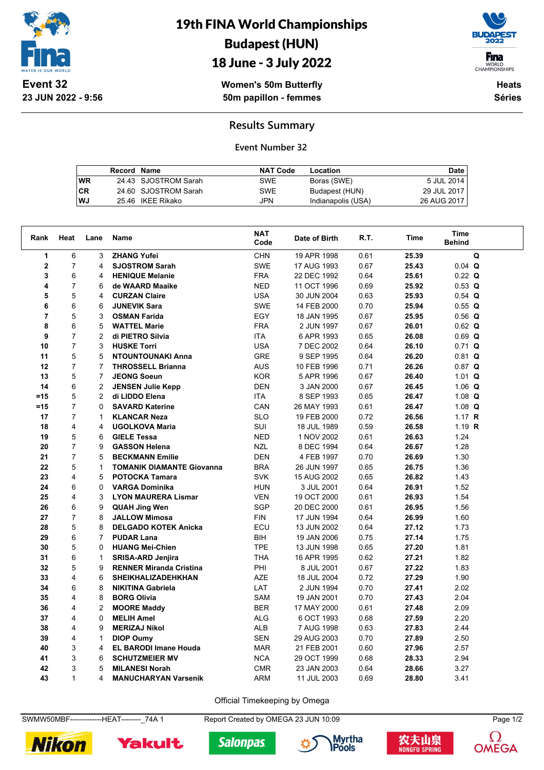# 19th FINA World Championships
# Budapest (HUN)
# 18 June - 3 July 2022

**Event 32**
**23 JUN 2022 - 9:56**

**Women's 50m Butterfly**
**50m papillon - femmes**

**Heats**
**Séries**

## Results Summary

**Event Number 32**

| | Record | Name | NAT Code | Location | Date |
|---|---|---|---|---|---|
| WR | 24.43 | SJOSTROM Sarah | SWE | Boras (SWE) | 5 JUL 2014 |
| CR | 24.60 | SJOSTROM Sarah | SWE | Budapest (HUN) | 29 JUL 2017 |
| WJ | 25.46 | IKEE Rikako | JPN | Indianapolis (USA) | 26 AUG 2017 |

| Rank | Heat | Lane | Name | NAT Code | Date of Birth | R.T. | Time | Time Behind | |
|---|---|---|---|---|---|---|---|---|---|
| 1 | 6 | 3 | ZHANG Yufei | CHN | 19 APR 1998 | 0.61 | 25.39 | | Q |
| 2 | 7 | 4 | SJOSTROM Sarah | SWE | 17 AUG 1993 | 0.67 | 25.43 | 0.04 | Q |
| 3 | 6 | 4 | HENIQUE Melanie | FRA | 22 DEC 1992 | 0.64 | 25.61 | 0.22 | Q |
| 4 | 7 | 6 | de WAARD Maaike | NED | 11 OCT 1996 | 0.69 | 25.92 | 0.53 | Q |
| 5 | 5 | 4 | CURZAN Claire | USA | 30 JUN 2004 | 0.63 | 25.93 | 0.54 | Q |
| 6 | 6 | 6 | JUNEVIK Sara | SWE | 14 FEB 2000 | 0.70 | 25.94 | 0.55 | Q |
| 7 | 5 | 3 | OSMAN Farida | EGY | 18 JAN 1995 | 0.67 | 25.95 | 0.56 | Q |
| 8 | 6 | 5 | WATTEL Marie | FRA | 2 JUN 1997 | 0.67 | 26.01 | 0.62 | Q |
| 9 | 7 | 2 | di PIETRO Silvia | ITA | 6 APR 1993 | 0.65 | 26.08 | 0.69 | Q |
| 10 | 7 | 3 | HUSKE Torri | USA | 7 DEC 2002 | 0.64 | 26.10 | 0.71 | Q |
| 11 | 5 | 5 | NTOUNTOUNAKI Anna | GRE | 9 SEP 1995 | 0.64 | 26.20 | 0.81 | Q |
| 12 | 7 | 7 | THROSSELL Brianna | AUS | 10 FEB 1996 | 0.71 | 26.26 | 0.87 | Q |
| 13 | 5 | 7 | JEONG Soeun | KOR | 5 APR 1996 | 0.67 | 26.40 | 1.01 | Q |
| 14 | 6 | 2 | JENSEN Julie Kepp | DEN | 3 JAN 2000 | 0.67 | 26.45 | 1.06 | Q |
| =15 | 5 | 2 | di LIDDO Elena | ITA | 8 SEP 1993 | 0.65 | 26.47 | 1.08 | Q |
| =15 | 7 | 0 | SAVARD Katerine | CAN | 26 MAY 1993 | 0.61 | 26.47 | 1.08 | Q |
| 17 | 7 | 1 | KLANCAR Neza | SLO | 19 FEB 2000 | 0.72 | 26.56 | 1.17 | R |
| 18 | 4 | 4 | UGOLKOVA Maria | SUI | 18 JUL 1989 | 0.59 | 26.58 | 1.19 | R |
| 19 | 5 | 6 | GIELE Tessa | NED | 1 NOV 2002 | 0.61 | 26.63 | 1.24 | |
| 20 | 7 | 9 | GASSON Helena | NZL | 8 DEC 1994 | 0.64 | 26.67 | 1.28 | |
| 21 | 7 | 5 | BECKMANN Emilie | DEN | 4 FEB 1997 | 0.70 | 26.69 | 1.30 | |
| 22 | 5 | 1 | TOMANIK DIAMANTE Giovanna | BRA | 26 JUN 1997 | 0.65 | 26.75 | 1.36 | |
| 23 | 4 | 5 | POTOCKA Tamara | SVK | 15 AUG 2002 | 0.65 | 26.82 | 1.43 | |
| 24 | 6 | 0 | VARGA Dominika | HUN | 3 JUL 2001 | 0.64 | 26.91 | 1.52 | |
| 25 | 4 | 3 | LYON MAURERA Lismar | VEN | 19 OCT 2000 | 0.61 | 26.93 | 1.54 | |
| 26 | 6 | 9 | QUAH Jing Wen | SGP | 20 DEC 2000 | 0.61 | 26.95 | 1.56 | |
| 27 | 7 | 8 | JALLOW Mimosa | FIN | 17 JUN 1994 | 0.64 | 26.99 | 1.60 | |
| 28 | 5 | 8 | DELGADO KOTEK Anicka | ECU | 13 JUN 2002 | 0.64 | 27.12 | 1.73 | |
| 29 | 6 | 7 | PUDAR Lana | BIH | 19 JAN 2006 | 0.75 | 27.14 | 1.75 | |
| 30 | 5 | 0 | HUANG Mei-Chien | TPE | 13 JUN 1998 | 0.65 | 27.20 | 1.81 | |
| 31 | 6 | 1 | SRISA-ARD Jenjira | THA | 16 APR 1995 | 0.62 | 27.21 | 1.82 | |
| 32 | 5 | 9 | RENNER Miranda Cristina | PHI | 8 JUL 2001 | 0.67 | 27.22 | 1.83 | |
| 33 | 4 | 6 | SHEIKHALIZADEHKHAN | AZE | 18 JUL 2004 | 0.72 | 27.29 | 1.90 | |
| 34 | 6 | 8 | NIKITINA Gabriela | LAT | 2 JUN 1994 | 0.70 | 27.41 | 2.02 | |
| 35 | 4 | 8 | BORG Olivia | SAM | 19 JAN 2001 | 0.70 | 27.43 | 2.04 | |
| 36 | 4 | 2 | MOORE Maddy | BER | 17 MAY 2000 | 0.61 | 27.48 | 2.09 | |
| 37 | 4 | 0 | MELIH Amel | ALG | 6 OCT 1993 | 0.68 | 27.59 | 2.20 | |
| 38 | 4 | 9 | MERIZAJ Nikol | ALB | 7 AUG 1998 | 0.63 | 27.83 | 2.44 | |
| 39 | 4 | 1 | DIOP Oumy | SEN | 29 AUG 2003 | 0.70 | 27.89 | 2.50 | |
| 40 | 3 | 4 | EL BARODI Imane Houda | MAR | 21 FEB 2001 | 0.60 | 27.96 | 2.57 | |
| 41 | 3 | 6 | SCHUTZMEIER MV | NCA | 29 OCT 1999 | 0.68 | 28.33 | 2.94 | |
| 42 | 3 | 5 | MILANESI Norah | CMR | 23 JAN 2003 | 0.64 | 28.66 | 3.27 | |
| 43 | 1 | 4 | MANUCHARYAN Varsenik | ARM | 11 JUL 2003 | 0.69 | 28.80 | 3.41 | |

Official Timekeeping by Omega

SWMW50MBF--------------HEAT--------_74A 1 Report Created by OMEGA 23 JUN 10:09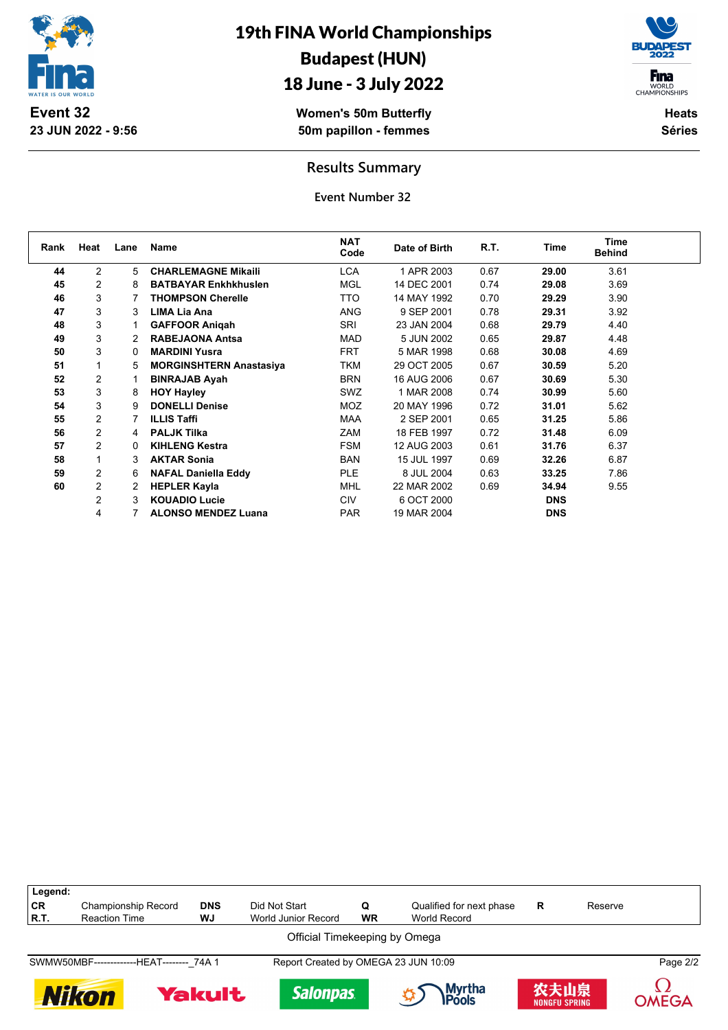# 19th FINA World Championships
## Budapest (HUN)
## 18 June - 3 July 2022

**Event 32**
**23 JUN 2022 - 9:56**

**Women's 50m Butterfly**
**50m papillon - femmes**

**Heats**
**Séries**

## Results Summary

**Event Number 32**

| Rank | Heat | Lane | Name | NAT Code | Date of Birth | R.T. | Time | Time Behind |
|---|---|---|---|---|---|---|---|---|
| **44** | 2 | 5 | **CHARLEMAGNE Mikaili** | LCA | 1 APR 2003 | 0.67 | **29.00** | 3.61 |
| **45** | 2 | 8 | **BATBAYAR Enkhkhuslen** | MGL | 14 DEC 2001 | 0.74 | **29.08** | 3.69 |
| **46** | 3 | 7 | **THOMPSON Cherelle** | TTO | 14 MAY 1992 | 0.70 | **29.29** | 3.90 |
| **47** | 3 | 3 | **LIMA Lia Ana** | ANG | 9 SEP 2001 | 0.78 | **29.31** | 3.92 |
| **48** | 3 | 1 | **GAFFOOR Aniqah** | SRI | 23 JAN 2004 | 0.68 | **29.79** | 4.40 |
| **49** | 3 | 2 | **RABEJAONA Antsa** | MAD | 5 JUN 2002 | 0.65 | **29.87** | 4.48 |
| **50** | 3 | 0 | **MARDINI Yusra** | FRT | 5 MAR 1998 | 0.68 | **30.08** | 4.69 |
| **51** | 1 | 5 | **MORGINSHTERN Anastasiya** | TKM | 29 OCT 2005 | 0.67 | **30.59** | 5.20 |
| **52** | 2 | 1 | **BINRAJAB Ayah** | BRN | 16 AUG 2006 | 0.67 | **30.69** | 5.30 |
| **53** | 3 | 8 | **HOY Hayley** | SWZ | 1 MAR 2008 | 0.74 | **30.99** | 5.60 |
| **54** | 3 | 9 | **DONELLI Denise** | MOZ | 20 MAY 1996 | 0.72 | **31.01** | 5.62 |
| **55** | 2 | 7 | **ILLIS Taffi** | MAA | 2 SEP 2001 | 0.65 | **31.25** | 5.86 |
| **56** | 2 | 4 | **PALJK Tilka** | ZAM | 18 FEB 1997 | 0.72 | **31.48** | 6.09 |
| **57** | 2 | 0 | **KIHLENG Kestra** | FSM | 12 AUG 2003 | 0.61 | **31.76** | 6.37 |
| **58** | 1 | 3 | **AKTAR Sonia** | BAN | 15 JUL 1997 | 0.69 | **32.26** | 6.87 |
| **59** | 2 | 6 | **NAFAL Daniella Eddy** | PLE | 8 JUL 2004 | 0.63 | **33.25** | 7.86 |
| **60** | 2 | 2 | **HEPLER Kayla** | MHL | 22 MAR 2002 | 0.69 | **34.94** | 9.55 |
| | 2 | 3 | **KOUADIO Lucie** | CIV | 6 OCT 2000 | | **DNS** | |
| | 4 | 7 | **ALONSO MENDEZ Luana** | PAR | 19 MAR 2004 | | **DNS** | |

**Legend:**

| | | | | | | | |
|---|---|---|---|---|---|---|---|
| **CR** | Championship Record | **DNS** | Did Not Start | **Q** | Qualified for next phase | **R** | Reserve |
| **R.T.** | Reaction Time | **WJ** | World Junior Record | **WR** | World Record | | |

Official Timekeeping by Omega

SWMW50MBF-------------HEAT--------_74A 1    Report Created by OMEGA 23 JUN 10:09